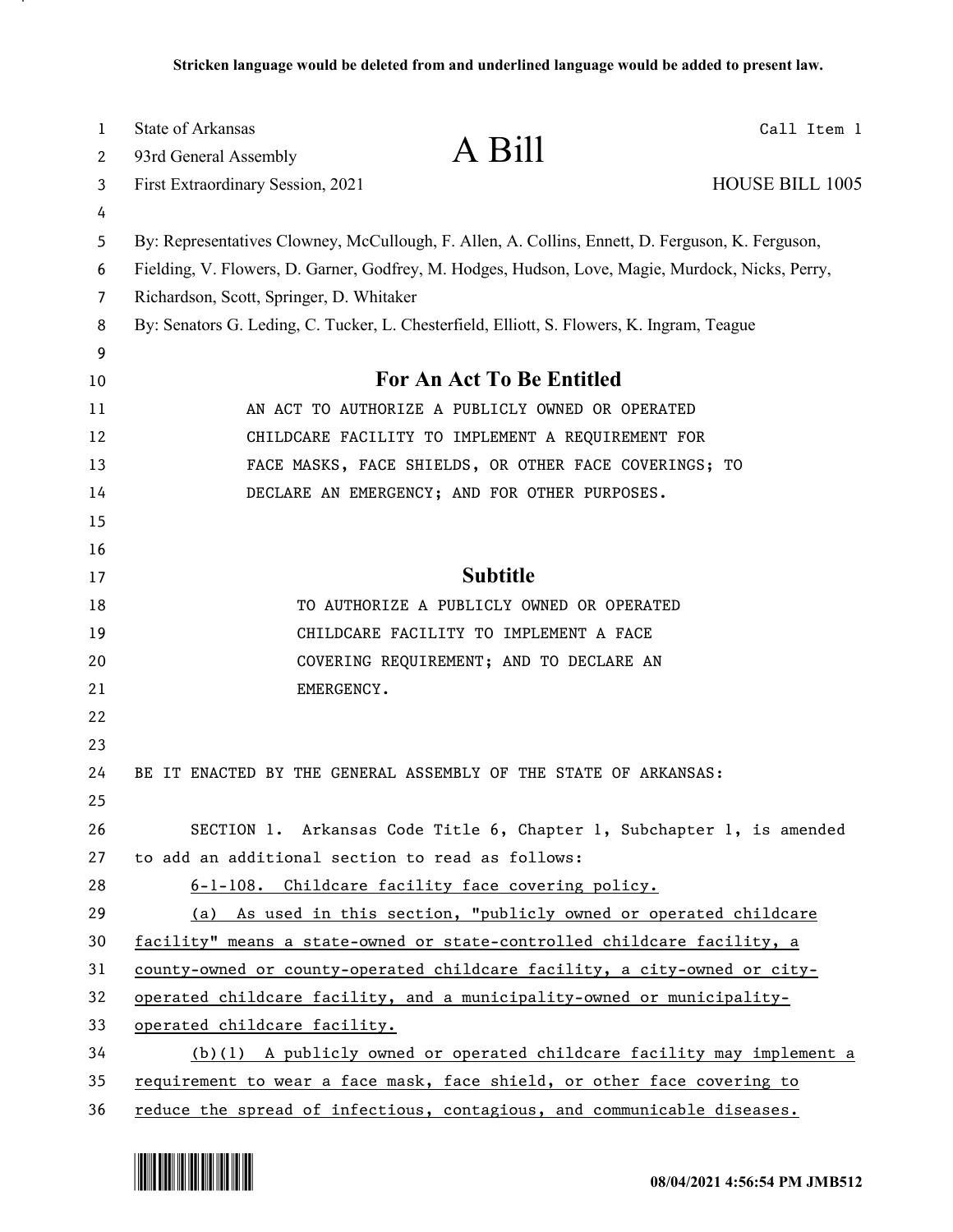Stricken language would be deleted from and underlined language would be added to present law.

State of Arkansas
93rd General Assembly
First Extraordinary Session, 2021

# A Bill

Call Item 1

HOUSE BILL 1005

By: Representatives Clowney, McCullough, F. Allen, A. Collins, Ennett, D. Ferguson, K. Ferguson, Fielding, V. Flowers, D. Garner, Godfrey, M. Hodges, Hudson, Love, Magie, Murdock, Nicks, Perry, Richardson, Scott, Springer, D. Whitaker

By: Senators G. Leding, C. Tucker, L. Chesterfield, Elliott, S. Flowers, K. Ingram, Teague

## For An Act To Be Entitled

AN ACT TO AUTHORIZE A PUBLICLY OWNED OR OPERATED CHILDCARE FACILITY TO IMPLEMENT A REQUIREMENT FOR FACE MASKS, FACE SHIELDS, OR OTHER FACE COVERINGS; TO DECLARE AN EMERGENCY; AND FOR OTHER PURPOSES.

## Subtitle

TO AUTHORIZE A PUBLICLY OWNED OR OPERATED CHILDCARE FACILITY TO IMPLEMENT A FACE COVERING REQUIREMENT; AND TO DECLARE AN EMERGENCY.

BE IT ENACTED BY THE GENERAL ASSEMBLY OF THE STATE OF ARKANSAS:

SECTION 1. Arkansas Code Title 6, Chapter 1, Subchapter 1, is amended to add an additional section to read as follows:

6-1-108. Childcare facility face covering policy.

(a) As used in this section, "publicly owned or operated childcare facility" means a state-owned or state-controlled childcare facility, a county-owned or county-operated childcare facility, a city-owned or city-operated childcare facility, and a municipality-owned or municipality-operated childcare facility.

(b)(1) A publicly owned or operated childcare facility may implement a requirement to wear a face mask, face shield, or other face covering to reduce the spread of infectious, contagious, and communicable diseases.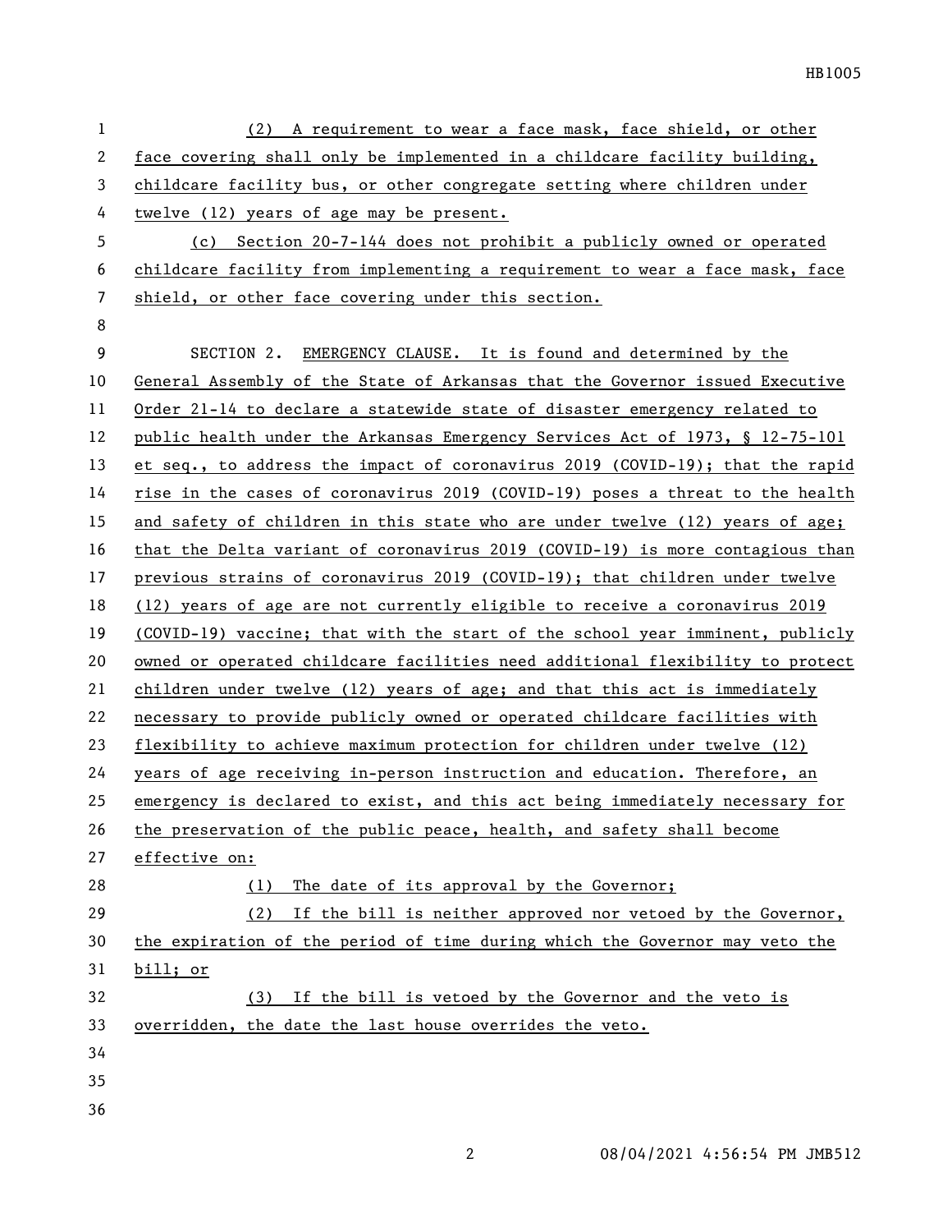(2) A requirement to wear a face mask, face shield, or other face covering shall only be implemented in a childcare facility building, childcare facility bus, or other congregate setting where children under twelve (12) years of age may be present.

(c) Section 20-7-144 does not prohibit a publicly owned or operated childcare facility from implementing a requirement to wear a face mask, face shield, or other face covering under this section.

SECTION 2. EMERGENCY CLAUSE. It is found and determined by the General Assembly of the State of Arkansas that the Governor issued Executive Order 21-14 to declare a statewide state of disaster emergency related to public health under the Arkansas Emergency Services Act of 1973, § 12-75-101 et seq., to address the impact of coronavirus 2019 (COVID-19); that the rapid rise in the cases of coronavirus 2019 (COVID-19) poses a threat to the health and safety of children in this state who are under twelve (12) years of age; that the Delta variant of coronavirus 2019 (COVID-19) is more contagious than previous strains of coronavirus 2019 (COVID-19); that children under twelve (12) years of age are not currently eligible to receive a coronavirus 2019 (COVID-19) vaccine; that with the start of the school year imminent, publicly owned or operated childcare facilities need additional flexibility to protect children under twelve (12) years of age; and that this act is immediately necessary to provide publicly owned or operated childcare facilities with flexibility to achieve maximum protection for children under twelve (12) years of age receiving in-person instruction and education. Therefore, an emergency is declared to exist, and this act being immediately necessary for the preservation of the public peace, health, and safety shall become effective on:

(1) The date of its approval by the Governor;

(2) If the bill is neither approved nor vetoed by the Governor, the expiration of the period of time during which the Governor may veto the bill; or

(3) If the bill is vetoed by the Governor and the veto is overridden, the date the last house overrides the veto.